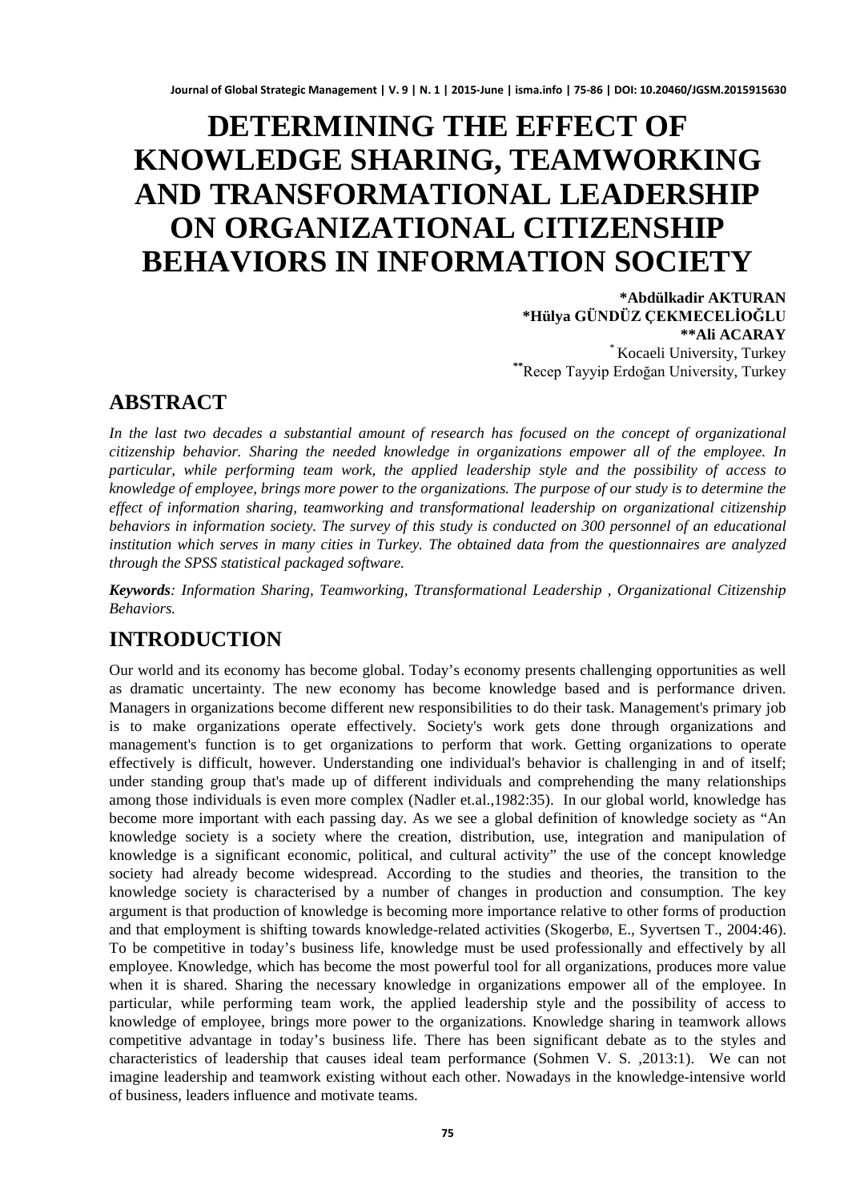# DETERMINING THE EFFECT OF KNOWLEDGE SHARING, TEAMWORKING AND TRANSFORMATIONAL LEADERSHIP ON ORGANIZATIONAL CITIZENSHIP BEHAVIORS IN INFORMATION SOCIETY

**\*Abdülkadir AKTURAN**
**\*Hülya GÜNDÜZ ÇEKMECELİOĞLU**
**\*\*Ali ACARAY**
[*] Kocaeli University, Turkey
[**] Recep Tayyip Erdoğan University, Turkey

## ABSTRACT

*In the last two decades a substantial amount of research has focused on the concept of organizational citizenship behavior. Sharing the needed knowledge in organizations empower all of the employee. In particular, while performing team work, the applied leadership style and the possibility of access to knowledge of employee, brings more power to the organizations. The purpose of our study is to determine the effect of information sharing, teamworking and transformational leadership on organizational citizenship behaviors in information society. The survey of this study is conducted on 300 personnel of an educational institution which serves in many cities in Turkey. The obtained data from the questionnaires are analyzed through the SPSS statistical packaged software.*

***Keywords****: Information Sharing, Teamworking, Ttransformational Leadership , Organizational Citizenship Behaviors.*

## INTRODUCTION

Our world and its economy has become global. Today's economy presents challenging opportunities as well as dramatic uncertainty. The new economy has become knowledge based and is performance driven. Managers in organizations become different new responsibilities to do their task. Management's primary job is to make organizations operate effectively. Society's work gets done through organizations and management's function is to get organizations to perform that work. Getting organizations to operate effectively is difficult, however. Understanding one individual's behavior is challenging in and of itself; under standing group that's made up of different individuals and comprehending the many relationships among those individuals is even more complex (Nadler et.al.,1982:35). In our global world, knowledge has become more important with each passing day. As we see a global definition of knowledge society as "An knowledge society is a society where the creation, distribution, use, integration and manipulation of knowledge is a significant economic, political, and cultural activity" the use of the concept knowledge society had already become widespread. According to the studies and theories, the transition to the knowledge society is characterised by a number of changes in production and consumption. The key argument is that production of knowledge is becoming more importance relative to other forms of production and that employment is shifting towards knowledge-related activities (Skogerbø, E., Syvertsen T., 2004:46). To be competitive in today's business life, knowledge must be used professionally and effectively by all employee. Knowledge, which has become the most powerful tool for all organizations, produces more value when it is shared. Sharing the necessary knowledge in organizations empower all of the employee. In particular, while performing team work, the applied leadership style and the possibility of access to knowledge of employee, brings more power to the organizations. Knowledge sharing in teamwork allows competitive advantage in today's business life. There has been significant debate as to the styles and characteristics of leadership that causes ideal team performance (Sohmen V. S. ,2013:1). We can not imagine leadership and teamwork existing without each other. Nowadays in the knowledge-intensive world of business, leaders influence and motivate teams.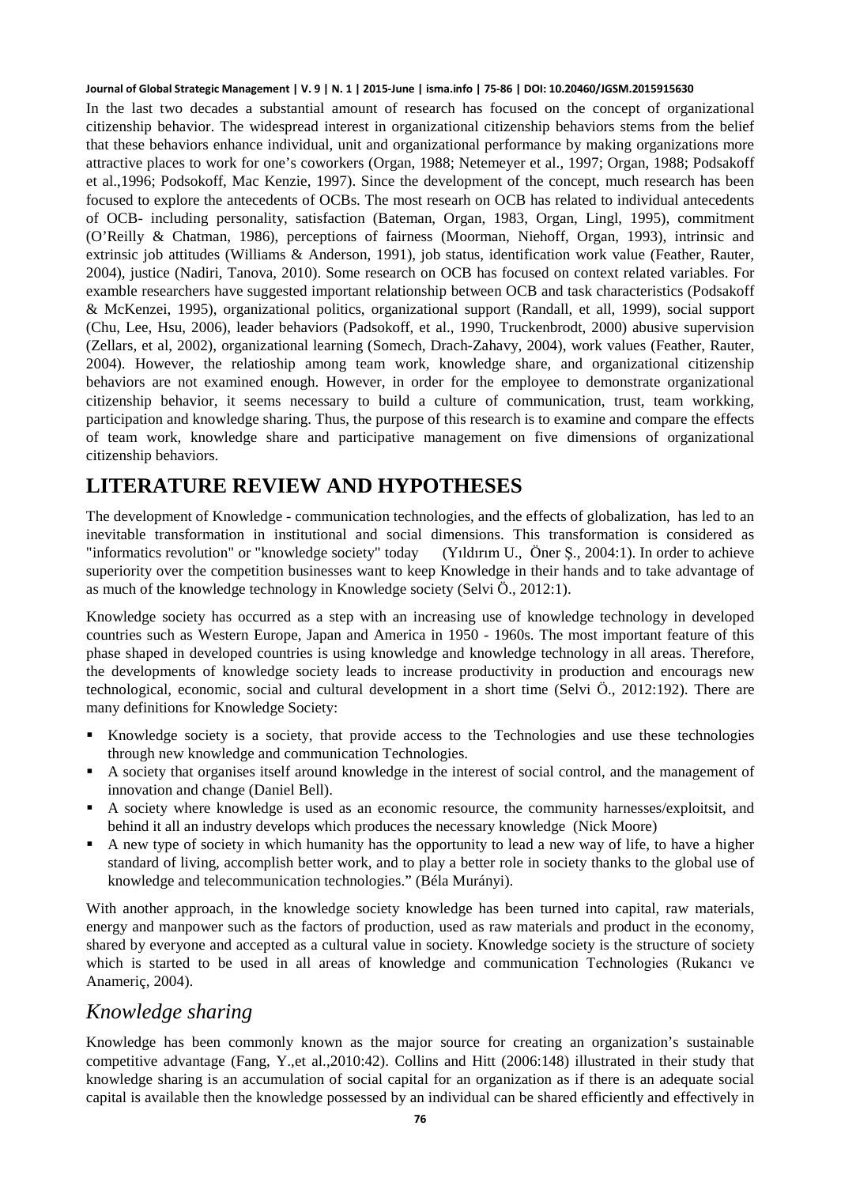In the last two decades a substantial amount of research has focused on the concept of organizational citizenship behavior. The widespread interest in organizational citizenship behaviors stems from the belief that these behaviors enhance individual, unit and organizational performance by making organizations more attractive places to work for one's coworkers (Organ, 1988; Netemeyer et al., 1997; Organ, 1988; Podsakoff et al.,1996; Podsokoff, Mac Kenzie, 1997). Since the development of the concept, much research has been focused to explore the antecedents of OCBs. The most researh on OCB has related to individual antecedents of OCB- including personality, satisfaction (Bateman, Organ, 1983, Organ, Lingl, 1995), commitment (O'Reilly & Chatman, 1986), perceptions of fairness (Moorman, Niehoff, Organ, 1993), intrinsic and extrinsic job attitudes (Williams & Anderson, 1991), job status, identification work value (Feather, Rauter, 2004), justice (Nadiri, Tanova, 2010). Some research on OCB has focused on context related variables. For examble researchers have suggested important relationship between OCB and task characteristics (Podsakoff & McKenzei, 1995), organizational politics, organizational support (Randall, et all, 1999), social support (Chu, Lee, Hsu, 2006), leader behaviors (Padsokoff, et al., 1990, Truckenbrodt, 2000) abusive supervision (Zellars, et al, 2002), organizational learning (Somech, Drach-Zahavy, 2004), work values (Feather, Rauter, 2004). However, the relatioship among team work, knowledge share, and organizational citizenship behaviors are not examined enough. However, in order for the employee to demonstrate organizational citizenship behavior, it seems necessary to build a culture of communication, trust, team workking, participation and knowledge sharing. Thus, the purpose of this research is to examine and compare the effects of team work, knowledge share and participative management on five dimensions of organizational citizenship behaviors.

## LITERATURE REVIEW AND HYPOTHESES

The development of Knowledge - communication technologies, and the effects of globalization, has led to an inevitable transformation in institutional and social dimensions. This transformation is considered as "informatics revolution" or "knowledge society" today (Yıldırım U., Öner Ş., 2004:1). In order to achieve superiority over the competition businesses want to keep Knowledge in their hands and to take advantage of as much of the knowledge technology in Knowledge society (Selvi Ö., 2012:1).

Knowledge society has occurred as a step with an increasing use of knowledge technology in developed countries such as Western Europe, Japan and America in 1950 - 1960s. The most important feature of this phase shaped in developed countries is using knowledge and knowledge technology in all areas. Therefore, the developments of knowledge society leads to increase productivity in production and encourags new technological, economic, social and cultural development in a short time (Selvi Ö., 2012:192). There are many definitions for Knowledge Society:

- Knowledge society is a society, that provide access to the Technologies and use these technologies through new knowledge and communication Technologies.
- A society that organises itself around knowledge in the interest of social control, and the management of innovation and change (Daniel Bell).
- A society where knowledge is used as an economic resource, the community harnesses/exploitsit, and behind it all an industry develops which produces the necessary knowledge (Nick Moore)
- A new type of society in which humanity has the opportunity to lead a new way of life, to have a higher standard of living, accomplish better work, and to play a better role in society thanks to the global use of knowledge and telecommunication technologies." (Béla Murányi).

With another approach, in the knowledge society knowledge has been turned into capital, raw materials, energy and manpower such as the factors of production, used as raw materials and product in the economy, shared by everyone and accepted as a cultural value in society. Knowledge society is the structure of society which is started to be used in all areas of knowledge and communication Technologies (Rukancı ve Anameriç, 2004).

### *Knowledge sharing*

Knowledge has been commonly known as the major source for creating an organization's sustainable competitive advantage (Fang, Y.,et al.,2010:42). Collins and Hitt (2006:148) illustrated in their study that knowledge sharing is an accumulation of social capital for an organization as if there is an adequate social capital is available then the knowledge possessed by an individual can be shared efficiently and effectively in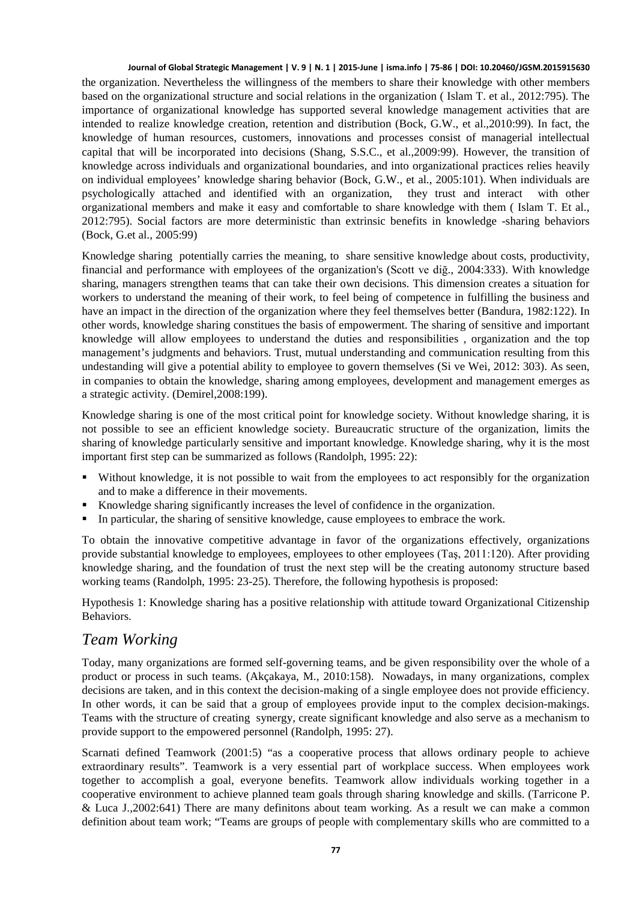the organization. Nevertheless the willingness of the members to share their knowledge with other members based on the organizational structure and social relations in the organization ( Islam T. et al., 2012:795). The importance of organizational knowledge has supported several knowledge management activities that are intended to realize knowledge creation, retention and distribution (Bock, G.W., et al.,2010:99). In fact, the knowledge of human resources, customers, innovations and processes consist of managerial intellectual capital that will be incorporated into decisions (Shang, S.S.C., et al.,2009:99). However, the transition of knowledge across individuals and organizational boundaries, and into organizational practices relies heavily on individual employees' knowledge sharing behavior (Bock, G.W., et al., 2005:101). When individuals are psychologically attached and identified with an organization, they trust and interact with other organizational members and make it easy and comfortable to share knowledge with them ( Islam T. Et al., 2012:795). Social factors are more deterministic than extrinsic benefits in knowledge -sharing behaviors (Bock, G.et al., 2005:99)

Knowledge sharing potentially carries the meaning, to share sensitive knowledge about costs, productivity, financial and performance with employees of the organization's (Scott ve diğ., 2004:333). With knowledge sharing, managers strengthen teams that can take their own decisions. This dimension creates a situation for workers to understand the meaning of their work, to feel being of competence in fulfilling the business and have an impact in the direction of the organization where they feel themselves better (Bandura, 1982:122). In other words, knowledge sharing constitues the basis of empowerment. The sharing of sensitive and important knowledge will allow employees to understand the duties and responsibilities , organization and the top management's judgments and behaviors. Trust, mutual understanding and communication resulting from this undestanding will give a potential ability to employee to govern themselves (Si ve Wei, 2012: 303). As seen, in companies to obtain the knowledge, sharing among employees, development and management emerges as a strategic activity. (Demirel,2008:199).

Knowledge sharing is one of the most critical point for knowledge society. Without knowledge sharing, it is not possible to see an efficient knowledge society. Bureaucratic structure of the organization, limits the sharing of knowledge particularly sensitive and important knowledge. Knowledge sharing, why it is the most important first step can be summarized as follows (Randolph, 1995: 22):

- Without knowledge, it is not possible to wait from the employees to act responsibly for the organization and to make a difference in their movements.
- Knowledge sharing significantly increases the level of confidence in the organization.
- In particular, the sharing of sensitive knowledge, cause employees to embrace the work.

To obtain the innovative competitive advantage in favor of the organizations effectively, organizations provide substantial knowledge to employees, employees to other employees (Taş, 2011:120). After providing knowledge sharing, and the foundation of trust the next step will be the creating autonomy structure based working teams (Randolph, 1995: 23-25). Therefore, the following hypothesis is proposed:

Hypothesis 1: Knowledge sharing has a positive relationship with attitude toward Organizational Citizenship Behaviors.

## *Team Working*

Today, many organizations are formed self-governing teams, and be given responsibility over the whole of a product or process in such teams. (Akçakaya, M., 2010:158). Nowadays, in many organizations, complex decisions are taken, and in this context the decision-making of a single employee does not provide efficiency. In other words, it can be said that a group of employees provide input to the complex decision-makings. Teams with the structure of creating synergy, create significant knowledge and also serve as a mechanism to provide support to the empowered personnel (Randolph, 1995: 27).

Scarnati defined Teamwork (2001:5) "as a cooperative process that allows ordinary people to achieve extraordinary results". Teamwork is a very essential part of workplace success. When employees work together to accomplish a goal, everyone benefits. Teamwork allow individuals working together in a cooperative environment to achieve planned team goals through sharing knowledge and skills. (Tarricone P. & Luca J.,2002:641) There are many definitons about team working. As a result we can make a common definition about team work; "Teams are groups of people with complementary skills who are committed to a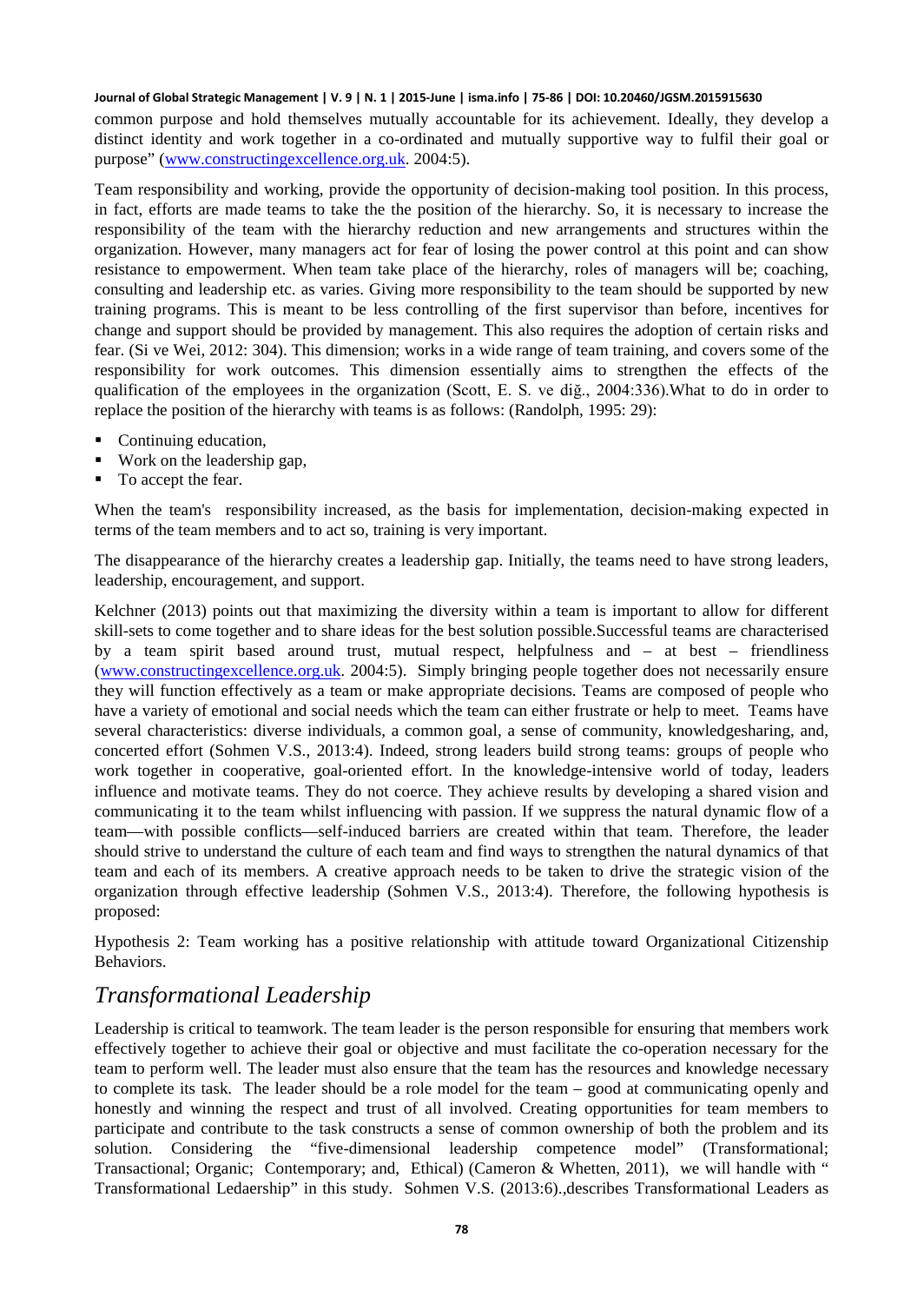common purpose and hold themselves mutually accountable for its achievement. Ideally, they develop a distinct identity and work together in a co-ordinated and mutually supportive way to fulfil their goal or purpose" (www.constructingexcellence.org.uk. 2004:5).

Team responsibility and working, provide the opportunity of decision-making tool position. In this process, in fact, efforts are made teams to take the the position of the hierarchy. So, it is necessary to increase the responsibility of the team with the hierarchy reduction and new arrangements and structures within the organization. However, many managers act for fear of losing the power control at this point and can show resistance to empowerment. When team take place of the hierarchy, roles of managers will be; coaching, consulting and leadership etc. as varies. Giving more responsibility to the team should be supported by new training programs. This is meant to be less controlling of the first supervisor than before, incentives for change and support should be provided by management. This also requires the adoption of certain risks and fear. (Si ve Wei, 2012: 304). This dimension; works in a wide range of team training, and covers some of the responsibility for work outcomes. This dimension essentially aims to strengthen the effects of the qualification of the employees in the organization (Scott, E. S. ve diğ., 2004:336).What to do in order to replace the position of the hierarchy with teams is as follows: (Randolph, 1995: 29):

- Continuing education,
- Work on the leadership gap,
- To accept the fear.

When the team's responsibility increased, as the basis for implementation, decision-making expected in terms of the team members and to act so, training is very important.

The disappearance of the hierarchy creates a leadership gap. Initially, the teams need to have strong leaders, leadership, encouragement, and support.

Kelchner (2013) points out that maximizing the diversity within a team is important to allow for different skill-sets to come together and to share ideas for the best solution possible.Successful teams are characterised by a team spirit based around trust, mutual respect, helpfulness and – at best – friendliness (www.constructingexcellence.org.uk. 2004:5). Simply bringing people together does not necessarily ensure they will function effectively as a team or make appropriate decisions. Teams are composed of people who have a variety of emotional and social needs which the team can either frustrate or help to meet. Teams have several characteristics: diverse individuals, a common goal, a sense of community, knowledgesharing, and, concerted effort (Sohmen V.S., 2013:4). Indeed, strong leaders build strong teams: groups of people who work together in cooperative, goal-oriented effort. In the knowledge-intensive world of today, leaders influence and motivate teams. They do not coerce. They achieve results by developing a shared vision and communicating it to the team whilst influencing with passion. If we suppress the natural dynamic flow of a team—with possible conflicts—self-induced barriers are created within that team. Therefore, the leader should strive to understand the culture of each team and find ways to strengthen the natural dynamics of that team and each of its members. A creative approach needs to be taken to drive the strategic vision of the organization through effective leadership (Sohmen V.S., 2013:4). Therefore, the following hypothesis is proposed:

Hypothesis 2: Team working has a positive relationship with attitude toward Organizational Citizenship Behaviors.

## *Transformational Leadership*

Leadership is critical to teamwork. The team leader is the person responsible for ensuring that members work effectively together to achieve their goal or objective and must facilitate the co-operation necessary for the team to perform well. The leader must also ensure that the team has the resources and knowledge necessary to complete its task. The leader should be a role model for the team – good at communicating openly and honestly and winning the respect and trust of all involved. Creating opportunities for team members to participate and contribute to the task constructs a sense of common ownership of both the problem and its solution. Considering the "five-dimensional leadership competence model" (Transformational; Transactional; Organic; Contemporary; and, Ethical) (Cameron & Whetten, 2011), we will handle with " Transformational Ledaership" in this study. Sohmen V.S. (2013:6).,describes Transformational Leaders as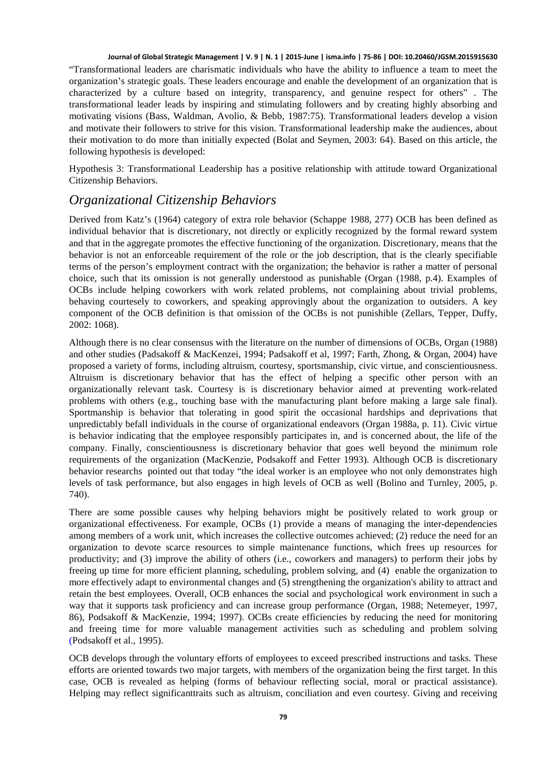"Transformational leaders are charismatic individuals who have the ability to influence a team to meet the organization's strategic goals. These leaders encourage and enable the development of an organization that is characterized by a culture based on integrity, transparency, and genuine respect for others" . The transformational leader leads by inspiring and stimulating followers and by creating highly absorbing and motivating visions (Bass, Waldman, Avolio, & Bebb, 1987:75). Transformational leaders develop a vision and motivate their followers to strive for this vision. Transformational leadership make the audiences, about their motivation to do more than initially expected (Bolat and Seymen, 2003: 64). Based on this article, the following hypothesis is developed:

Hypothesis 3: Transformational Leadership has a positive relationship with attitude toward Organizational Citizenship Behaviors.

## *Organizational Citizenship Behaviors*

Derived from Katz's (1964) category of extra role behavior (Schappe 1988, 277) OCB has been defined as individual behavior that is discretionary, not directly or explicitly recognized by the formal reward system and that in the aggregate promotes the effective functioning of the organization. Discretionary, means that the behavior is not an enforceable requirement of the role or the job description, that is the clearly specifiable terms of the person's employment contract with the organization; the behavior is rather a matter of personal choice, such that its omission is not generally understood as punishable (Organ (1988, p.4). Examples of OCBs include helping coworkers with work related problems, not complaining about trivial problems, behaving courtesely to coworkers, and speaking approvingly about the organization to outsiders. A key component of the OCB definition is that omission of the OCBs is not punishible (Zellars, Tepper, Duffy, 2002: 1068).

Although there is no clear consensus with the literature on the number of dimensions of OCBs, Organ (1988) and other studies (Padsakoff & MacKenzei, 1994; Padsakoff et al, 1997; Farth, Zhong, & Organ, 2004) have proposed a variety of forms, including altruism, courtesy, sportsmanship, civic virtue, and conscientiousness. Altruism is discretionary behavior that has the effect of helping a specific other person with an organizationally relevant task. Courtesy is is discretionary behavior aimed at preventing work-related problems with others (e.g., touching base with the manufacturing plant before making a large sale final). Sportmanship is behavior that tolerating in good spirit the occasional hardships and deprivations that unpredictably befall individuals in the course of organizational endeavors (Organ 1988a, p. 11). Civic virtue is behavior indicating that the employee responsibly participates in, and is concerned about, the life of the company. Finally, conscientiousness is discretionary behavior that goes well beyond the minimum role requirements of the organization (MacKenzie, Podsakoff and Fetter 1993). Although OCB is discretionary behavior researchs pointed out that today "the ideal worker is an employee who not only demonstrates high levels of task performance, but also engages in high levels of OCB as well (Bolino and Turnley, 2005, p. 740).

There are some possible causes why helping behaviors might be positively related to work group or organizational effectiveness. For example, OCBs (1) provide a means of managing the inter-dependencies among members of a work unit, which increases the collective outcomes achieved; (2) reduce the need for an organization to devote scarce resources to simple maintenance functions, which frees up resources for productivity; and (3) improve the ability of others (i.e., coworkers and managers) to perform their jobs by freeing up time for more efficient planning, scheduling, problem solving, and (4) enable the organization to more effectively adapt to environmental changes and (5) strengthening the organization's ability to attract and retain the best employees. Overall, OCB enhances the social and psychological work environment in such a way that it supports task proficiency and can increase group performance (Organ, 1988; Netemeyer, 1997, 86), Podsakoff & MacKenzie, 1994; 1997). OCBs create efficiencies by reducing the need for monitoring and freeing time for more valuable management activities such as scheduling and problem solving (Podsakoff et al., 1995).

OCB develops through the voluntary efforts of employees to exceed prescribed instructions and tasks. These efforts are oriented towards two major targets, with members of the organization being the first target. In this case, OCB is revealed as helping (forms of behaviour reflecting social, moral or practical assistance). Helping may reflect significanttraits such as altruism, conciliation and even courtesy. Giving and receiving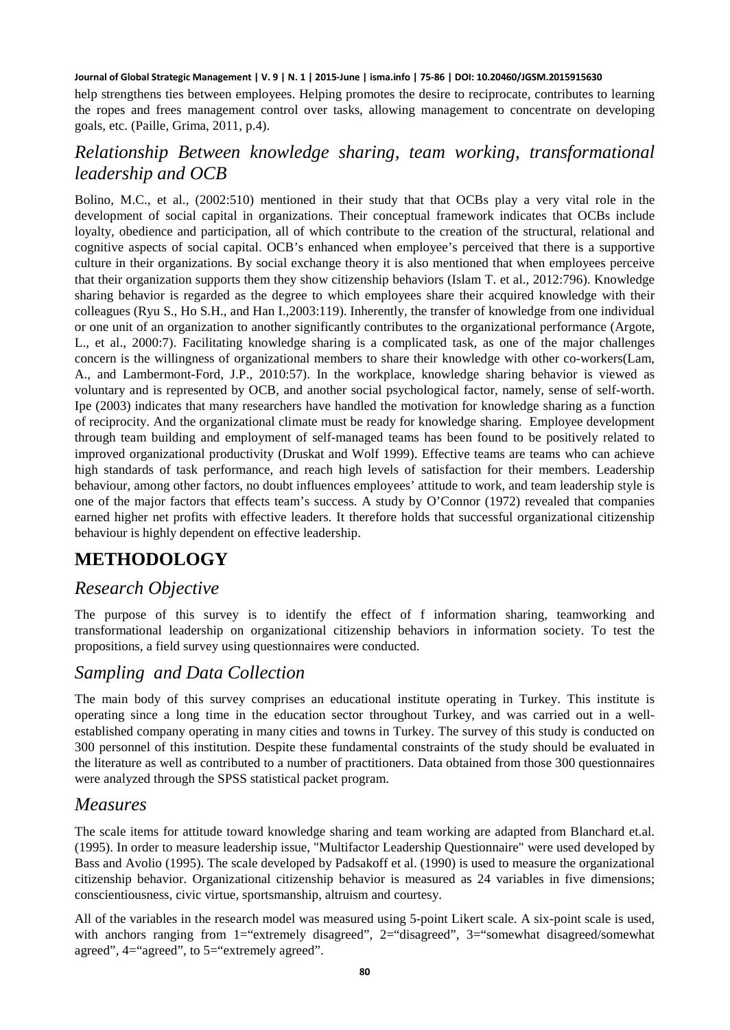help strengthens ties between employees. Helping promotes the desire to reciprocate, contributes to learning the ropes and frees management control over tasks, allowing management to concentrate on developing goals, etc. (Paille, Grima, 2011, p.4).

## *Relationship Between knowledge sharing, team working, transformational leadership and OCB*

Bolino, M.C., et al., (2002:510) mentioned in their study that that OCBs play a very vital role in the development of social capital in organizations. Their conceptual framework indicates that OCBs include loyalty, obedience and participation, all of which contribute to the creation of the structural, relational and cognitive aspects of social capital. OCB's enhanced when employee's perceived that there is a supportive culture in their organizations. By social exchange theory it is also mentioned that when employees perceive that their organization supports them they show citizenship behaviors (Islam T. et al., 2012:796). Knowledge sharing behavior is regarded as the degree to which employees share their acquired knowledge with their colleagues (Ryu S., Ho S.H., and Han I.,2003:119). Inherently, the transfer of knowledge from one individual or one unit of an organization to another significantly contributes to the organizational performance (Argote, L., et al., 2000:7). Facilitating knowledge sharing is a complicated task, as one of the major challenges concern is the willingness of organizational members to share their knowledge with other co-workers(Lam, A., and Lambermont-Ford, J.P., 2010:57). In the workplace, knowledge sharing behavior is viewed as voluntary and is represented by OCB, and another social psychological factor, namely, sense of self-worth. Ipe (2003) indicates that many researchers have handled the motivation for knowledge sharing as a function of reciprocity. And the organizational climate must be ready for knowledge sharing. Employee development through team building and employment of self-managed teams has been found to be positively related to improved organizational productivity (Druskat and Wolf 1999). Effective teams are teams who can achieve high standards of task performance, and reach high levels of satisfaction for their members. Leadership behaviour, among other factors, no doubt influences employees' attitude to work, and team leadership style is one of the major factors that effects team's success. A study by O'Connor (1972) revealed that companies earned higher net profits with effective leaders. It therefore holds that successful organizational citizenship behaviour is highly dependent on effective leadership.

# METHODOLOGY

## *Research Objective*

The purpose of this survey is to identify the effect of f information sharing, teamworking and transformational leadership on organizational citizenship behaviors in information society. To test the propositions, a field survey using questionnaires were conducted.

## *Sampling and Data Collection*

The main body of this survey comprises an educational institute operating in Turkey. This institute is operating since a long time in the education sector throughout Turkey, and was carried out in a well-established company operating in many cities and towns in Turkey. The survey of this study is conducted on 300 personnel of this institution. Despite these fundamental constraints of the study should be evaluated in the literature as well as contributed to a number of practitioners. Data obtained from those 300 questionnaires were analyzed through the SPSS statistical packet program.

## *Measures*

The scale items for attitude toward knowledge sharing and team working are adapted from Blanchard et.al. (1995). In order to measure leadership issue, "Multifactor Leadership Questionnaire" were used developed by Bass and Avolio (1995). The scale developed by Padsakoff et al. (1990) is used to measure the organizational citizenship behavior. Organizational citizenship behavior is measured as 24 variables in five dimensions; conscientiousness, civic virtue, sportsmanship, altruism and courtesy.

All of the variables in the research model was measured using 5-point Likert scale. A six-point scale is used, with anchors ranging from 1="extremely disagreed", 2="disagreed", 3="somewhat disagreed/somewhat agreed", 4="agreed", to 5="extremely agreed".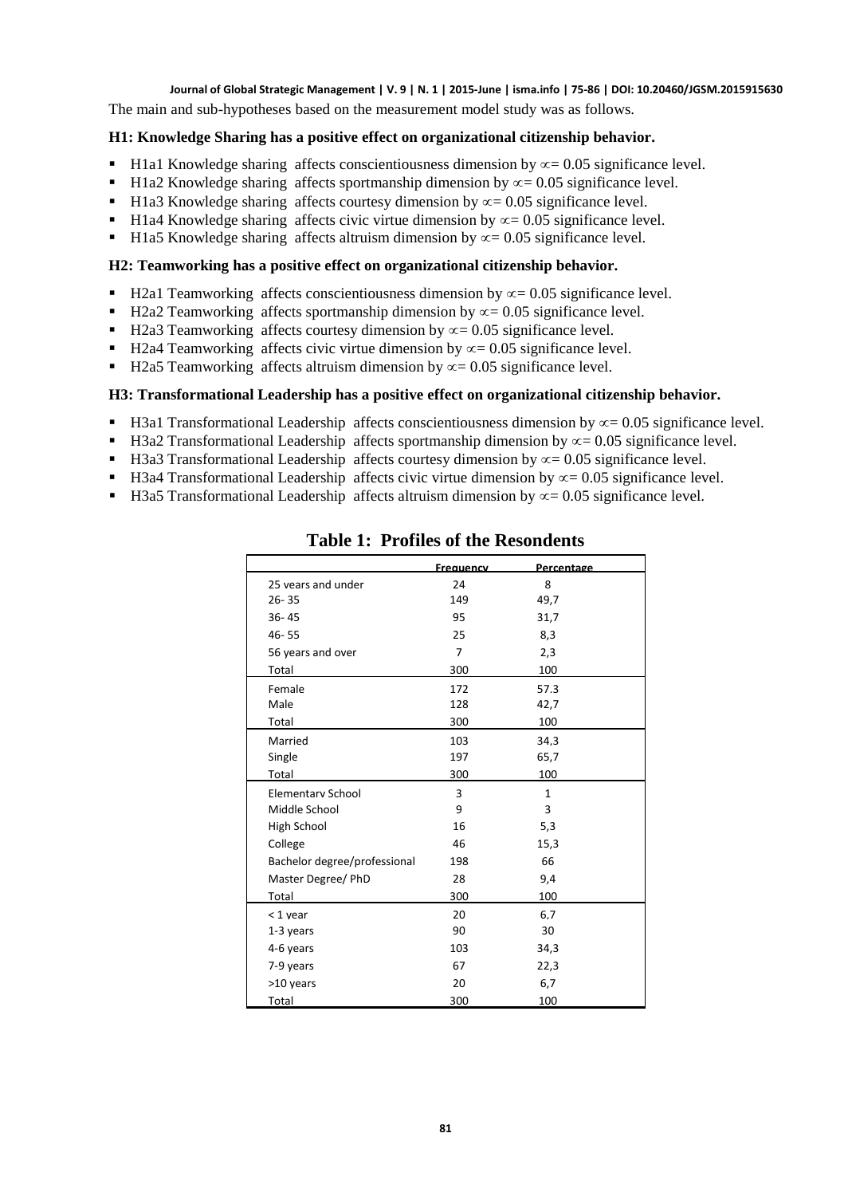The main and sub-hypotheses based on the measurement model study was as follows.

**H1: Knowledge Sharing has a positive effect on organizational citizenship behavior.**

- H1a1 Knowledge sharing affects conscientiousness dimension by $\propto = 0.05$ significance level.
- H1a2 Knowledge sharing affects sportmanship dimension by $\propto = 0.05$ significance level.
- H1a3 Knowledge sharing affects courtesy dimension by $\propto = 0.05$ significance level.
- H1a4 Knowledge sharing affects civic virtue dimension by $\propto = 0.05$ significance level.
- H1a5 Knowledge sharing affects altruism dimension by $\propto = 0.05$ significance level.

**H2: Teamworking has a positive effect on organizational citizenship behavior.**

- H2a1 Teamworking affects conscientiousness dimension by $\propto = 0.05$ significance level.
- H2a2 Teamworking affects sportmanship dimension by $\propto = 0.05$ significance level.
- H2a3 Teamworking affects courtesy dimension by $\propto = 0.05$ significance level.
- H2a4 Teamworking affects civic virtue dimension by $\propto = 0.05$ significance level.
- H2a5 Teamworking affects altruism dimension by $\propto = 0.05$ significance level.

**H3: Transformational Leadership has a positive effect on organizational citizenship behavior.**

- H3a1 Transformational Leadership affects conscientiousness dimension by $\propto = 0.05$ significance level.
- H3a2 Transformational Leadership affects sportmanship dimension by $\propto = 0.05$ significance level.
- H3a3 Transformational Leadership affects courtesy dimension by $\propto = 0.05$ significance level.
- H3a4 Transformational Leadership affects civic virtue dimension by $\propto = 0.05$ significance level.
- H3a5 Transformational Leadership affects altruism dimension by $\propto = 0.05$ significance level.

**Table 1: Profiles of the Resondents**

| | Frequency | Percentage |
|---|---|---|
| 25 years and under | 24 | 8 |
| 26- 35 | 149 | 49,7 |
| 36- 45 | 95 | 31,7 |
| 46- 55 | 25 | 8,3 |
| 56 years and over | 7 | 2,3 |
| Total | 300 | 100 |
| Female | 172 | 57.3 |
| Male | 128 | 42,7 |
| Total | 300 | 100 |
| Married | 103 | 34,3 |
| Single | 197 | 65,7 |
| Total | 300 | 100 |
| Elementary School | 3 | 1 |
| Middle School | 9 | 3 |
| High School | 16 | 5,3 |
| College | 46 | 15,3 |
| Bachelor degree/professional | 198 | 66 |
| Master Degree/ PhD | 28 | 9,4 |
| Total | 300 | 100 |
| < 1 year | 20 | 6,7 |
| 1-3 years | 90 | 30 |
| 4-6 years | 103 | 34,3 |
| 7-9 years | 67 | 22,3 |
| >10 years | 20 | 6,7 |
| Total | 300 | 100 |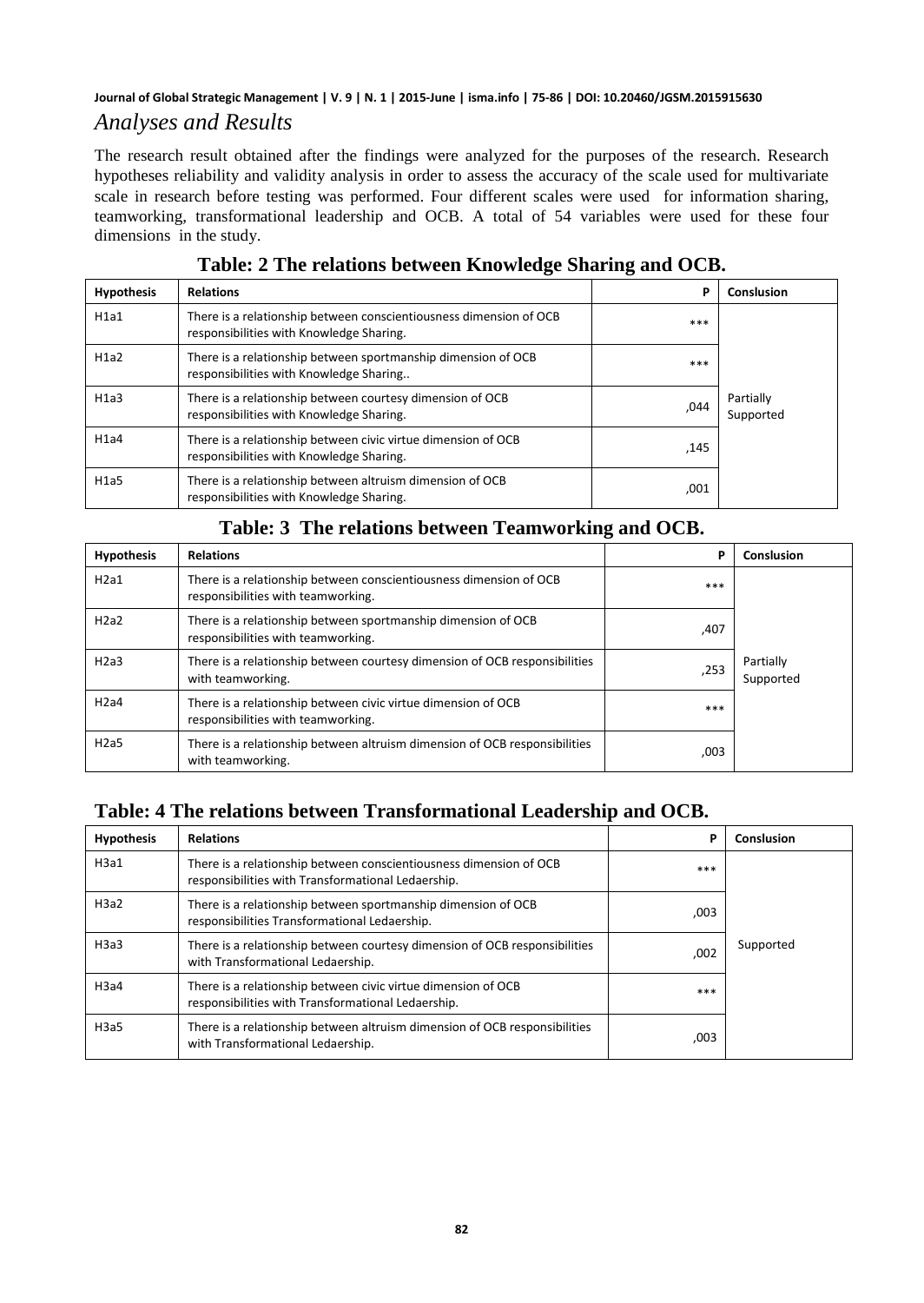## *Analyses and Results*

The research result obtained after the findings were analyzed for the purposes of the research. Research hypotheses reliability and validity analysis in order to assess the accuracy of the scale used for multivariate scale in research before testing was performed. Four different scales were used for information sharing, teamworking, transformational leadership and OCB. A total of 54 variables were used for these four dimensions in the study.

**Table: 2 The relations between Knowledge Sharing and OCB.**

| Hypothesis | Relations | P | Conslusion |
|---|---|---|---|
| H1a1 | There is a relationship between conscientiousness dimension of OCB responsibilities with Knowledge Sharing. | *** | Partially Supported |
| H1a2 | There is a relationship between sportmanship dimension of OCB responsibilities with Knowledge Sharing.. | *** | |
| H1a3 | There is a relationship between courtesy dimension of OCB responsibilities with Knowledge Sharing. | ,044 | |
| H1a4 | There is a relationship between civic virtue dimension of OCB responsibilities with Knowledge Sharing. | ,145 | |
| H1a5 | There is a relationship between altruism dimension of OCB responsibilities with Knowledge Sharing. | ,001 | |

**Table: 3 The relations between Teamworking and OCB.**

| Hypothesis | Relations | P | Conslusion |
|---|---|---|---|
| H2a1 | There is a relationship between conscientiousness dimension of OCB responsibilities with teamworking. | *** | Partially Supported |
| H2a2 | There is a relationship between sportmanship dimension of OCB responsibilities with teamworking. | ,407 | |
| H2a3 | There is a relationship between courtesy dimension of OCB responsibilities with teamworking. | ,253 | |
| H2a4 | There is a relationship between civic virtue dimension of OCB responsibilities with teamworking. | *** | |
| H2a5 | There is a relationship between altruism dimension of OCB responsibilities with teamworking. | ,003 | |

**Table: 4 The relations between Transformational Leadership and OCB.**

| Hypothesis | Relations | P | Conslusion |
|---|---|---|---|
| H3a1 | There is a relationship between conscientiousness dimension of OCB responsibilities with Transformational Ledaership. | *** | Supported |
| H3a2 | There is a relationship between sportmanship dimension of OCB responsibilities Transformational Ledaership. | ,003 | |
| H3a3 | There is a relationship between courtesy dimension of OCB responsibilities with Transformational Ledaership. | ,002 | |
| H3a4 | There is a relationship between civic virtue dimension of OCB responsibilities with Transformational Ledaership. | *** | |
| H3a5 | There is a relationship between altruism dimension of OCB responsibilities with Transformational Ledaership. | ,003 | |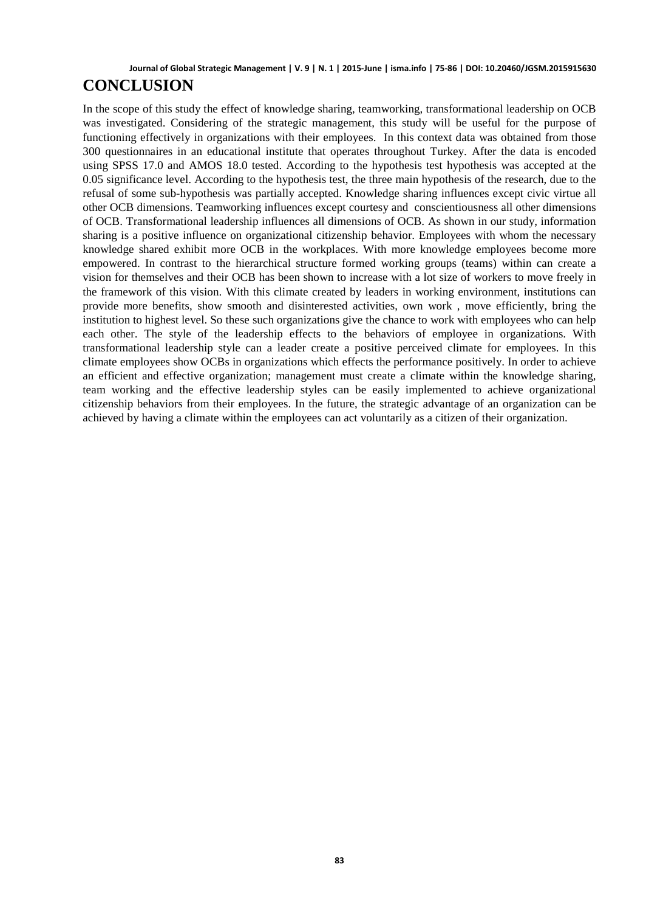# CONCLUSION

In the scope of this study the effect of knowledge sharing, teamworking, transformational leadership on OCB was investigated. Considering of the strategic management, this study will be useful for the purpose of functioning effectively in organizations with their employees. In this context data was obtained from those 300 questionnaires in an educational institute that operates throughout Turkey. After the data is encoded using SPSS 17.0 and AMOS 18.0 tested. According to the hypothesis test hypothesis was accepted at the 0.05 significance level. According to the hypothesis test, the three main hypothesis of the research, due to the refusal of some sub-hypothesis was partially accepted. Knowledge sharing influences except civic virtue all other OCB dimensions. Teamworking influences except courtesy and conscientiousness all other dimensions of OCB. Transformational leadership influences all dimensions of OCB. As shown in our study, information sharing is a positive influence on organizational citizenship behavior. Employees with whom the necessary knowledge shared exhibit more OCB in the workplaces. With more knowledge employees become more empowered. In contrast to the hierarchical structure formed working groups (teams) within can create a vision for themselves and their OCB has been shown to increase with a lot size of workers to move freely in the framework of this vision. With this climate created by leaders in working environment, institutions can provide more benefits, show smooth and disinterested activities, own work , move efficiently, bring the institution to highest level. So these such organizations give the chance to work with employees who can help each other. The style of the leadership effects to the behaviors of employee in organizations. With transformational leadership style can a leader create a positive perceived climate for employees. In this climate employees show OCBs in organizations which effects the performance positively. In order to achieve an efficient and effective organization; management must create a climate within the knowledge sharing, team working and the effective leadership styles can be easily implemented to achieve organizational citizenship behaviors from their employees. In the future, the strategic advantage of an organization can be achieved by having a climate within the employees can act voluntarily as a citizen of their organization.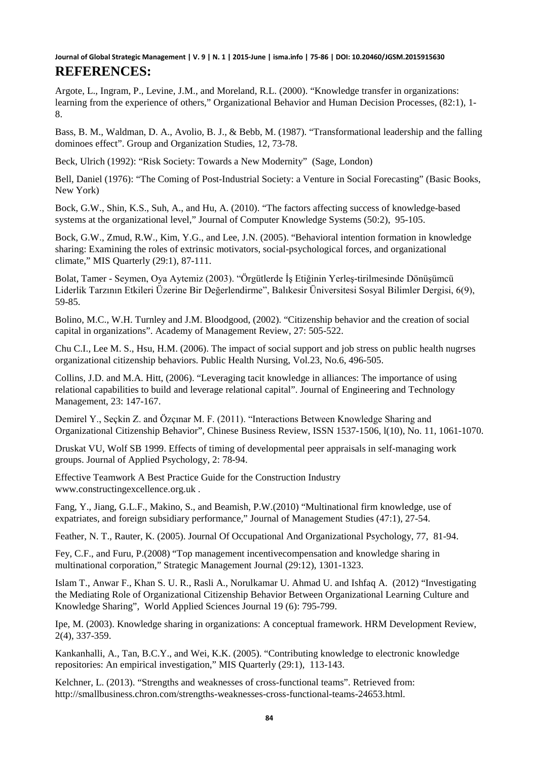## REFERENCES:

Argote, L., Ingram, P., Levine, J.M., and Moreland, R.L. (2000). "Knowledge transfer in organizations: learning from the experience of others," Organizational Behavior and Human Decision Processes, (82:1), 1-8.

Bass, B. M., Waldman, D. A., Avolio, B. J., & Bebb, M. (1987). "Transformational leadership and the falling dominoes effect". Group and Organization Studies, 12, 73-78.

Beck, Ulrich (1992): "Risk Society: Towards a New Modernity" (Sage, London)

Bell, Daniel (1976): "The Coming of Post-Industrial Society: a Venture in Social Forecasting" (Basic Books, New York)

Bock, G.W., Shin, K.S., Suh, A., and Hu, A. (2010). "The factors affecting success of knowledge-based systems at the organizational level," Journal of Computer Knowledge Systems (50:2), 95-105.

Bock, G.W., Zmud, R.W., Kim, Y.G., and Lee, J.N. (2005). "Behavioral intention formation in knowledge sharing: Examining the roles of extrinsic motivators, social-psychological forces, and organizational climate," MIS Quarterly (29:1), 87-111.

Bolat, Tamer - Seymen, Oya Aytemiz (2003). "Örgütlerde İş Etiğinin Yerleş-tirilmesinde Dönüşümcü Liderlik Tarzının Etkileri Üzerine Bir Değerlendirme", Balıkesir Üniversitesi Sosyal Bilimler Dergisi, 6(9), 59-85.

Bolino, M.C., W.H. Turnley and J.M. Bloodgood, (2002). "Citizenship behavior and the creation of social capital in organizations". Academy of Management Review, 27: 505-522.

Chu C.I., Lee M. S., Hsu, H.M. (2006). The impact of social support and job stress on public health nugrses organizational citizenship behaviors. Public Health Nursing, Vol.23, No.6, 496-505.

Collins, J.D. and M.A. Hitt, (2006). "Leveraging tacit knowledge in alliances: The importance of using relational capabilities to build and leverage relational capital". Journal of Engineering and Technology Management, 23: 147-167.

Demirel Y., Seçkin Z. and Özçınar M. F. (2011). "Interactions Between Knowledge Sharing and Organizational Citizenship Behavior", Chinese Business Review, ISSN 1537-1506, l(10), No. 11, 1061-1070.

Druskat VU, Wolf SB 1999. Effects of timing of developmental peer appraisals in self-managing work groups. Journal of Applied Psychology, 2: 78-94.

Effective Teamwork A Best Practice Guide for the Construction Industry www.constructingexcellence.org.uk .

Fang, Y., Jiang, G.L.F., Makino, S., and Beamish, P.W.(2010) "Multinational firm knowledge, use of expatriates, and foreign subsidiary performance," Journal of Management Studies (47:1), 27-54.

Feather, N. T., Rauter, K. (2005). Journal Of Occupational And Organizational Psychology, 77, 81-94.

Fey, C.F., and Furu, P.(2008) "Top management incentivecompensation and knowledge sharing in multinational corporation," Strategic Management Journal (29:12), 1301-1323.

Islam T., Anwar F., Khan S. U. R., Rasli A., Norulkamar U. Ahmad U. and Ishfaq A. (2012) "Investigating the Mediating Role of Organizational Citizenship Behavior Between Organizational Learning Culture and Knowledge Sharing", World Applied Sciences Journal 19 (6): 795-799.

Ipe, M. (2003). Knowledge sharing in organizations: A conceptual framework. HRM Development Review, 2(4), 337-359.

Kankanhalli, A., Tan, B.C.Y., and Wei, K.K. (2005). "Contributing knowledge to electronic knowledge repositories: An empirical investigation," MIS Quarterly (29:1), 113-143.

Kelchner, L. (2013). "Strengths and weaknesses of cross-functional teams". Retrieved from: http://smallbusiness.chron.com/strengths-weaknesses-cross-functional-teams-24653.html.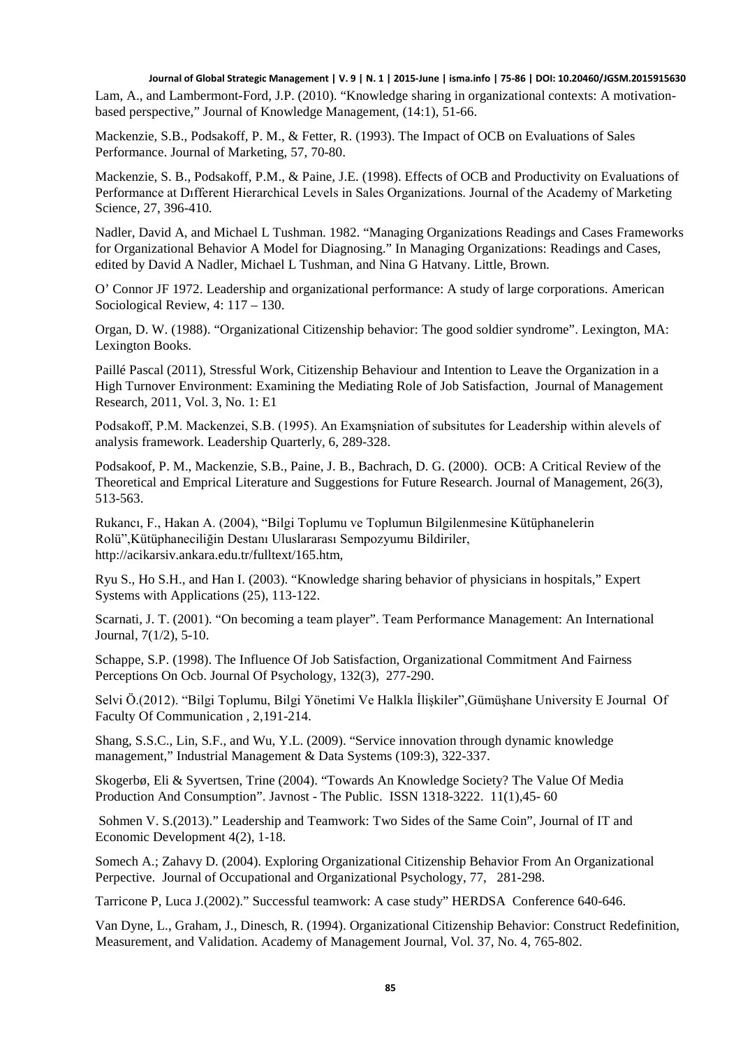Lam, A., and Lambermont-Ford, J.P. (2010). "Knowledge sharing in organizational contexts: A motivation-based perspective," Journal of Knowledge Management, (14:1), 51-66.

Mackenzie, S.B., Podsakoff, P. M., & Fetter, R. (1993). The Impact of OCB on Evaluations of Sales Performance. Journal of Marketing, 57, 70-80.

Mackenzie, S. B., Podsakoff, P.M., & Paine, J.E. (1998). Effects of OCB and Productivity on Evaluations of Performance at Dıfferent Hierarchical Levels in Sales Organizations. Journal of the Academy of Marketing Science, 27, 396-410.

Nadler, David A, and Michael L Tushman. 1982. "Managing Organizations Readings and Cases Frameworks for Organizational Behavior A Model for Diagnosing." In Managing Organizations: Readings and Cases, edited by David A Nadler, Michael L Tushman, and Nina G Hatvany. Little, Brown.

O' Connor JF 1972. Leadership and organizational performance: A study of large corporations. American Sociological Review, 4: 117 – 130.

Organ, D. W. (1988). "Organizational Citizenship behavior: The good soldier syndrome". Lexington, MA: Lexington Books.

Paillé Pascal (2011), Stressful Work, Citizenship Behaviour and Intention to Leave the Organization in a High Turnover Environment: Examining the Mediating Role of Job Satisfaction, Journal of Management Research, 2011, Vol. 3, No. 1: E1

Podsakoff, P.M. Mackenzei, S.B. (1995). An Examşniation of subsitutes for Leadership within alevels of analysis framework. Leadership Quarterly, 6, 289-328.

Podsakoof, P. M., Mackenzie, S.B., Paine, J. B., Bachrach, D. G. (2000). OCB: A Critical Review of the Theoretical and Emprical Literature and Suggestions for Future Research. Journal of Management, 26(3), 513-563.

Rukancı, F., Hakan A. (2004), "Bilgi Toplumu ve Toplumun Bilgilenmesine Kütüphanelerin Rolü",Kütüphaneciliğin Destanı Uluslararası Sempozyumu Bildiriler, http://acikarsiv.ankara.edu.tr/fulltext/165.htm,

Ryu S., Ho S.H., and Han I. (2003). "Knowledge sharing behavior of physicians in hospitals," Expert Systems with Applications (25), 113-122.

Scarnati, J. T. (2001). "On becoming a team player". Team Performance Management: An International Journal, 7(1/2), 5-10.

Schappe, S.P. (1998). The Influence Of Job Satisfaction, Organizational Commitment And Fairness Perceptions On Ocb. Journal Of Psychology, 132(3), 277-290.

Selvi Ö.(2012). "Bilgi Toplumu, Bilgi Yönetimi Ve Halkla İlişkiler",Gümüşhane University E Journal Of Faculty Of Communication , 2,191-214.

Shang, S.S.C., Lin, S.F., and Wu, Y.L. (2009). "Service innovation through dynamic knowledge management," Industrial Management & Data Systems (109:3), 322-337.

Skogerbø, Eli & Syvertsen, Trine (2004). "Towards An Knowledge Society? The Value Of Media Production And Consumption". Javnost - The Public. ISSN 1318-3222. 11(1),45- 60

Sohmen V. S.(2013)." Leadership and Teamwork: Two Sides of the Same Coin", Journal of IT and Economic Development 4(2), 1-18.

Somech A.; Zahavy D. (2004). Exploring Organizational Citizenship Behavior From An Organizational Perpective. Journal of Occupational and Organizational Psychology, 77, 281-298.

Tarricone P, Luca J.(2002)." Successful teamwork: A case study" HERDSA Conference 640-646.

Van Dyne, L., Graham, J., Dinesch, R. (1994). Organizational Citizenship Behavior: Construct Redefinition, Measurement, and Validation. Academy of Management Journal, Vol. 37, No. 4, 765-802.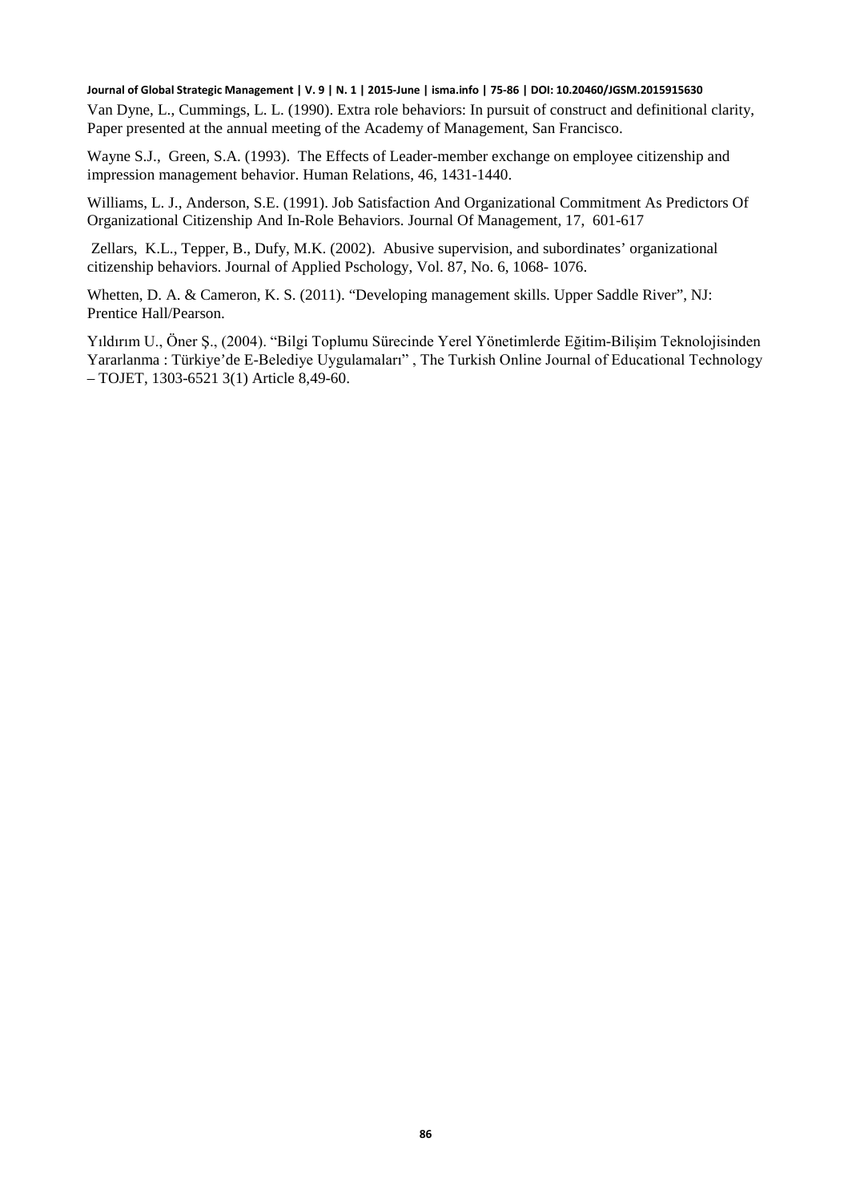Van Dyne, L., Cummings, L. L. (1990). Extra role behaviors: In pursuit of construct and definitional clarity, Paper presented at the annual meeting of the Academy of Management, San Francisco.

Wayne S.J., Green, S.A. (1993). The Effects of Leader-member exchange on employee citizenship and impression management behavior. Human Relations, 46, 1431-1440.

Williams, L. J., Anderson, S.E. (1991). Job Satisfaction And Organizational Commitment As Predictors Of Organizational Citizenship And In-Role Behaviors. Journal Of Management, 17, 601-617

Zellars, K.L., Tepper, B., Dufy, M.K. (2002). Abusive supervision, and subordinates' organizational citizenship behaviors. Journal of Applied Pschology, Vol. 87, No. 6, 1068- 1076.

Whetten, D. A. & Cameron, K. S. (2011). "Developing management skills. Upper Saddle River", NJ: Prentice Hall/Pearson.

Yıldırım U., Öner Ş., (2004). "Bilgi Toplumu Sürecinde Yerel Yönetimlerde Eğitim-Bilişim Teknolojisinden Yararlanma : Türkiye'de E-Belediye Uygulamaları" , The Turkish Online Journal of Educational Technology – TOJET, 1303-6521 3(1) Article 8,49-60.